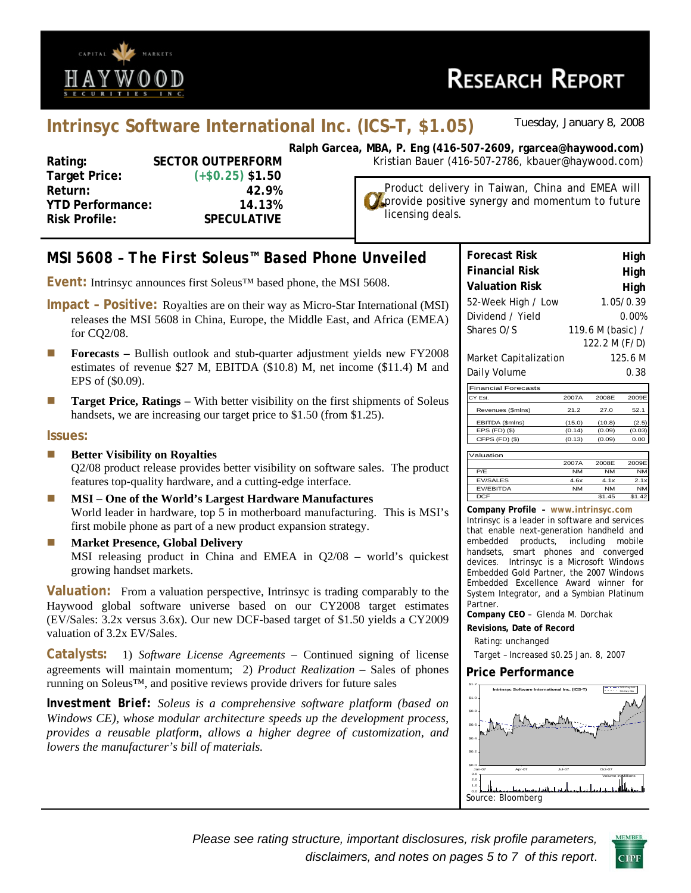# Intrinsyc Software International Inc. (ICS–T, $1.05)

Tuesday, January 8, 2008

**Ralph Garcea, MBA, P. Eng (416-507-2609, rgarcea@haywood.com)**
Kristian Bauer (416-507-2786, kbauer@haywood.com)

| | |
|---|---|
| **Rating:** | **SECTOR OUTPERFORM** |
| **Target Price:** | (+$0.25) **$1.50** |
| **Return:** | **42.9%** |
| **YTD Performance:** | **14.13%** |
| **Risk Profile:** | **SPECULATIVE** |

Product delivery in Taiwan, China and EMEA will provide positive synergy and momentum to future licensing deals.

## MSI 5608 – The First Soleus™ Based Phone Unveiled

**Event:** Intrinsyc announces first Soleus™ based phone, the MSI 5608.

**Impact – Positive:** Royalties are on their way as Micro-Star International (MSI) releases the MSI 5608 in China, Europe, the Middle East, and Africa (EMEA) for CQ2/08.

- **Forecasts –** Bullish outlook and stub-quarter adjustment yields new FY2008 estimates of revenue $27 M, EBITDA ($10.8) M, net income ($11.4) M and EPS of ($0.09).
- **Target Price, Ratings –** With better visibility on the first shipments of Soleus handsets, we are increasing our target price to $1.50 (from $1.25).

**Issues:**

- **Better Visibility on Royalties**
  Q2/08 product release provides better visibility on software sales. The product features top-quality hardware, and a cutting-edge interface.
- **MSI – One of the World's Largest Hardware Manufactures**
  World leader in hardware, top 5 in motherboard manufacturing. This is MSI's first mobile phone as part of a new product expansion strategy.
- **Market Presence, Global Delivery**
  MSI releasing product in China and EMEA in Q2/08 – world's quickest growing handset markets.

**Valuation:** From a valuation perspective, Intrinsyc is trading comparably to the Haywood global software universe based on our CY2008 target estimates (EV/Sales: 3.2x versus 3.6x). Our new DCF-based target of $1.50 yields a CY2009 valuation of 3.2x EV/Sales.

**Catalysts:** 1) *Software License Agreements* – Continued signing of license agreements will maintain momentum; 2) *Product Realization* – Sales of phones running on Soleus™, and positive reviews provide drivers for future sales

**Investment Brief:** *Soleus is a comprehensive software platform (based on Windows CE), whose modular architecture speeds up the development process, provides a reusable platform, allows a higher degree of customization, and lowers the manufacturer's bill of materials.*

| | |
|---|---|
| **Forecast Risk** | **High** |
| **Financial Risk** | **High** |
| **Valuation Risk** | **High** |
| 52-Week High / Low | 1.05/0.39 |
| Dividend / Yield | 0.00% |
| Shares O/S | 119.6 M (basic) / 122.2 M (F/D) |
| Market Capitalization | 125.6 M |
| Daily Volume | 0.38 |

| Financial Forecasts | | | |
|---|---|---|---|
| CY Est. | 2007A | 2008E | 2009E |
| Revenues ($mlns) | 21.2 | 27.0 | 52.1 |
| EBITDA ($mlns) | (15.0) | (10.8) | (2.5) |
| EPS (FD) ($) | (0.14) | (0.09) | (0.03) |
| CFPS (FD) ($) | (0.13) | (0.09) | 0.00 |

| Valuation | | | |
|---|---|---|---|
| | 2007A | 2008E | 2009E |
| P/E | NM | NM | NM |
| EV/SALES | 4.6x | 4.1x | 2.1x |
| EV/EBITDA | NM | NM | NM |
| DCF | | $1.45 | $1.42 |

**Company Profile – www.intrinsyc.com**
Intrinsyc is a leader in software and services that enable next-generation handheld and embedded products, including mobile handsets, smart phones and converged devices. Intrinsyc is a Microsoft Windows Embedded Gold Partner, the 2007 Windows Embedded Excellence Award winner for System Integrator, and a Symbian Platinum Partner.

**Company CEO** – Glenda M. Dorchak

**Revisions, Date of Record**
Rating: unchanged
Target – Increased $0.25 Jan. 8, 2007

### Price Performance

Source: Bloomberg

*Please see rating structure, important disclosures, risk profile parameters, disclaimers, and notes on pages 5 to 7 of this report.*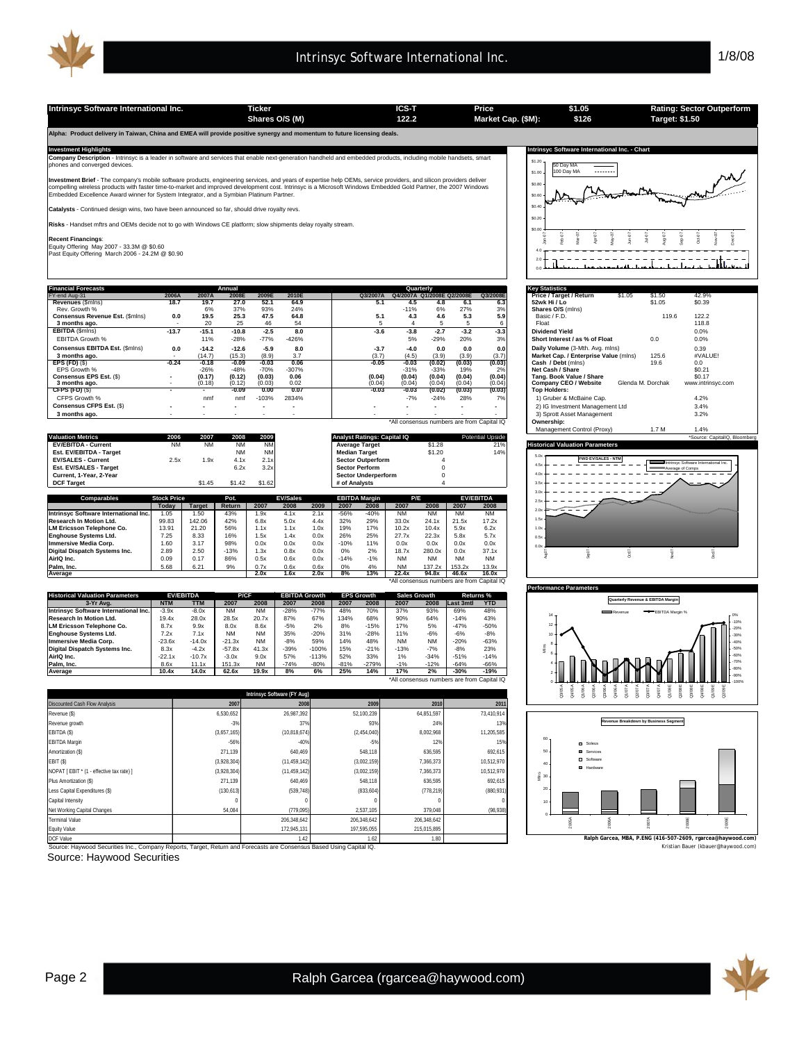| Intrinsyc Software International Inc. | Ticker | ICS-T | Price | $1.05 | Rating: Sector Outperform |
|---|---|---|---|---|---|
| | Shares O/S (M) | 122.2 | Market Cap. ($M): | $126 | Target: $1.50 |

**Alpha: Product delivery in Taiwan, China and EMEA will provide positive synergy and momentum to future licensing deals.**

## Investment Highlights

**Company Description** - Intrinsyc is a leader in software and services that enable next-generation handheld and embedded products, including mobile handsets, smart phones and converged devices.

**Investment Brief** - The company's mobile software products, engineering services, and years of expertise help OEMs, service providers, and silicon providers deliver compelling wireless products with faster time-to-market and improved development cost. Intrinsyc is a Microsoft Windows Embedded Gold Partner, the 2007 Windows Embedded Excellence Award winner for System Integrator, and a Symbian Platinum Partner.

**Catalysts** - Continued design wins, two have been announced so far, should drive royalty revs.

**Risks** - Handset mftrs and OEMs decide not to go with Windows CE platform; slow shipments delay royalty stream.

**Recent Financings**:
Equity Offering May 2007 - 33.3M @ $0.60
Past Equity Offering March 2006 - 24.2M @ $0.90

## Financial Forecasts

| FY-end Aug-31 | 2006A | 2007A | 2008E | 2009E | 2010E | Q3/2007A | Q4/2007A | Q1/2008E | Q2/2008E | Q3/2008E |
|---|---|---|---|---|---|---|---|---|---|---|
| **Revenues** ($mlns) | 18.7 | 19.7 | 27.0 | 52.1 | 64.9 | 5.1 | 4.5 | 4.8 | 6.1 | 6.3 |
| Rev. Growth % | | 6% | 37% | 93% | 24% | | -11% | 6% | 27% | 3% |
| **Consensus Revenue Est.** ($mlns) | 0.0 | 19.5 | 25.3 | 47.5 | 64.8 | 5.1 | 4.3 | 4.6 | 5.3 | 5.9 |
| 3 months ago. | - | 20 | 25 | 46 | 54 | 5 | 4 | 5 | 5 | 6 |
| **EBITDA** ($mlns) | -13.7 | -15.1 | -10.8 | -2.5 | 8.0 | -3.6 | -3.8 | -2.7 | -3.2 | -3.3 |
| EBITDA Growth % | | 11% | -28% | -77% | -426% | | 5% | -29% | 20% | 3% |
| **Consensus EBITDA Est.** ($mlns) | 0.0 | -14.2 | -12.6 | -5.9 | 8.0 | -3.7 | -4.0 | 0.0 | 0.0 | 0.0 |
| 3 months ago. | - | (14.7) | (15.3) | (8.9) | 3.7 | (3.7) | (4.5) | (3.9) | (3.9) | (3.7) |
| **EPS (FD)** ($) | -0.24 | -0.18 | -0.09 | -0.03 | 0.06 | -0.05 | -0.03 | (0.02) | (0.03) | (0.03) |
| EPS Growth % | | -26% | -48% | -70% | -307% | | -31% | -33% | 19% | 2% |
| **Consensus EPS Est.** ($) | - | (0.17) | (0.12) | (0.03) | 0.06 | (0.04) | (0.04) | (0.04) | (0.04) | (0.04) |
| 3 months ago. | - | (0.18) | (0.12) | (0.03) | 0.02 | (0.04) | (0.04) | (0.04) | (0.04) | (0.04) |
| **CFPS (FD)** ($) | - | - | -0.09 | 0.00 | 0.07 | -0.03 | -0.03 | (0.02) | (0.03) | (0.03) |
| CFPS Growth % | | nmf | nmf | -103% | 2834% | | -7% | -24% | 28% | 7% |
| **Consensus CFPS Est.** ($) | - | - | - | - | - | - | - | - | - | - |
| 3 months ago. | - | - | - | - | - | - | - | - | - | - |

*All consensus numbers are from Capital IQ

## Key Statistics

| | | | |
|---|---|---|---|
| **Price / Target / Return** | $1.05 | $1.50 | 42.9% |
| **52wk Hi / Lo** | | $1.05 | $0.39 |
| **Shares O/S** (mlns) | | | |
| Basic / F.D. | | 119.6 | 122.2 |
| Float | | | 118.8 |
| **Dividend Yield** | | | 0.0% |
| **Short Interest / as % of Float** | | 0.0 | 0.0% |
| **Daily Volume** (3-Mth. Avg. mlns) | | | 0.39 |
| **Market Cap. / Enterprise Value** (mlns) | | 125.6 | #VALUE! |
| **Cash / Debt** (mlns) | | 19.6 | 0.0 |
| **Net Cash / Share** | | | $0.21 |
| **Tang. Book Value / Share** | | | $0.17 |
| **Company CEO / Website** | | Glenda M. Dorchak | www.intrinsyc.com |
| **Top Holders:** | | | |
| 1) Gruber & McBaine Cap. | | | 4.2% |
| 2) IG Investment Management Ltd | | | 3.4% |
| 3) Sprott Asset Management | | | 3.2% |
| **Ownership:** | | | |
| Management Control (Proxy) | | 1.7 M | 1.4% |

*Source: CapitalIQ, Bloomberg

## Valuation Metrics

| Valuation Metrics | 2006 | 2007 | 2008 | 2009 |
|---|---|---|---|---|
| **EV/EBITDA - Current** | NM | NM | NM | NM |
| **Est. EV/EBITDA - Target** | | | NM | NM |
| **EV/SALES - Current** | 2.5x | 1.9x | 4.1x | 2.1x |
| **Est. EV/SALES - Target** | | | 6.2x | 3.2x |
| **Current, 1-Year, 2-Year** | | | | |
| **DCF Target** | | $1.45 | $1.42 | $1.62 |

| Analyst Ratings: Capital IQ | | Potential Upside |
|---|---|---|
| **Average Target** | $1.28 | 21% |
| **Median Target** | $1.20 | 14% |
| **Sector Outperform** | 4 | |
| **Sector Perform** | 0 | |
| **Sector Underperform** | 0 | |
| **# of Analysts** | 4 | |

## Comparables

| Comparables | Stock Price Today | Target | Pot. Return | EV/Sales 2007 | 2008 | 2009 | EBITDA Margin 2007 | 2008 | P/E 2007 | 2008 | EV/EBITDA 2007 | 2008 |
|---|---|---|---|---|---|---|---|---|---|---|---|---|
| **Intrinsyc Software International Inc.** | 1.05 | 1.50 | 43% | 1.9x | 4.1x | 2.1x | -56% | -40% | NM | NM | NM | NM |
| **Research In Motion Ltd.** | 99.83 | 142.06 | 42% | 6.8x | 5.0x | 4.4x | 32% | 29% | 33.0x | 24.1x | 21.5x | 17.2x |
| **LM Ericsson Telephone Co.** | 13.91 | 21.20 | 56% | 1.1x | 1.1x | 1.0x | 19% | 17% | 10.2x | 10.4x | 5.9x | 6.2x |
| **Enghouse Systems Ltd.** | 7.25 | 8.33 | 16% | 1.5x | 1.4x | 0.0x | 26% | 25% | 27.7x | 22.3x | 5.8x | 5.7x |
| **Immersive Media Corp.** | 1.60 | 3.17 | 98% | 0.0x | 0.0x | 0.0x | -10% | 11% | 0.0x | 0.0x | 0.0x | 0.0x |
| **Digital Dispatch Systems Inc.** | 2.89 | 2.50 | -13% | 1.3x | 0.8x | 0.0x | 0% | 2% | 18.7x | 280.0x | 0.0x | 37.1x |
| **AirIQ Inc.** | 0.09 | 0.17 | 86% | 0.5x | 0.6x | 0.0x | -14% | -1% | NM | NM | NM | NM |
| **Palm, Inc.** | 5.68 | 6.21 | 9% | 0.7x | 0.6x | 0.6x | 0% | 4% | NM | 137.2x | 153.2x | 13.9x |
| **Average** | | | | 2.0x | 1.6x | 2.0x | 8% | 13% | 22.4x | 94.8x | 46.6x | 16.0x |

*All consensus numbers are from Capital IQ

## Historical Valuation Parameters

| 3-Yr Avg. | EV/EBITDA NTM | TTM | P/CF 2007 | 2008 | EBITDA Growth 2007 | 2008 | EPS Growth 2007 | 2008 | Sales Growth 2007 | 2008 | Returns % Last 3mtl | YTD |
|---|---|---|---|---|---|---|---|---|---|---|---|---|
| **Intrinsyc Software International Inc.** | -3.9x | -8.0x | NM | NM | -28% | -77% | 48% | 70% | 37% | 93% | 69% | 48% |
| **Research In Motion Ltd.** | 19.4x | 28.0x | 28.5x | 20.7x | 87% | 67% | 134% | 68% | 90% | 64% | -14% | 43% |
| **LM Ericsson Telephone Co.** | 8.7x | 9.9x | 8.0x | 8.6x | -5% | 2% | 8% | -15% | 17% | 5% | -47% | -50% |
| **Enghouse Systems Ltd.** | 7.2x | 7.1x | NM | NM | 35% | -20% | 31% | -28% | 11% | -6% | -6% | -8% |
| **Immersive Media Corp.** | -23.6x | -14.0x | -21.3x | NM | -8% | 59% | 14% | 48% | NM | NM | -20% | -63% |
| **Digital Dispatch Systems Inc.** | 8.3x | -4.2x | -57.8x | 41.3x | -39% | -100% | 15% | -21% | -13% | -7% | -8% | 23% |
| **AirIQ Inc.** | -22.1x | -10.7x | -3.0x | 9.0x | 57% | -113% | 52% | 33% | 1% | -34% | -51% | -14% |
| **Palm, Inc.** | 8.6x | 11.1x | 151.3x | NM | -74% | -80% | -81% | -279% | -1% | -12% | -64% | -66% |
| **Average** | 10.4x | 14.0x | 62.6x | 19.9x | 8% | 6% | 25% | 14% | 17% | 2% | -30% | -19% |

*All consensus numbers are from Capital IQ

## Intrinsyc Software (FY Aug)

| Discounted Cash Flow Analysis | 2007 | 2008 | 2009 | 2010 | 2011 |
|---|---|---|---|---|---|
| Revenue ($) | 6,530,652 | 26,987,392 | 52,100,239 | 64,851,597 | 73,410,914 |
| Revenue growth | -3% | 37% | 93% | 24% | 13% |
| EBITDA ($) | (3,657,165) | (10,818,674) | (2,454,040) | 8,002,968 | 11,205,585 |
| EBITDA Margin | -56% | -40% | -5% | 12% | 15% |
| Amortization ($) | 271,139 | 640,469 | 548,118 | 636,595 | 692,615 |
| EBIT ($) | (3,928,304) | (11,459,142) | (3,002,159) | 7,366,373 | 10,512,970 |
| NOPAT [ EBIT * (1 - effective tax rate) ] | (3,928,304) | (11,459,142) | (3,002,159) | 7,366,373 | 10,512,970 |
| Plus Amortization ($) | 271,139 | 640,469 | 548,118 | 636,595 | 692,615 |
| Less Capital Expenditures ($) | (130,613) | (539,748) | (833,604) | (778,219) | (880,931) |
| Capital Intensity | 0 | 0 | 0 | 0 | 0 |
| Net Working Capital Changes | 54,084 | (779,095) | 2,537,105 | 379,048 | (98,938) |
| Terminal Value | | 206,348,642 | 206,348,642 | 206,348,642 | |
| Equity Value | | 172,945,131 | 197,595,055 | 215,015,895 | |
| DCF Value | | 1.42 | 1.62 | 1.80 | |

Source: Haywood Securities Inc., Company Reports, Target, Return and Forecasts are Consensus Based Using Capital IQ.

Source: Haywood Securities

Ralph Garcea, MBA, P.ENG (416-507-2609, rgarcea@haywood.com)
Kristian Bauer (kbauer@haywood.com)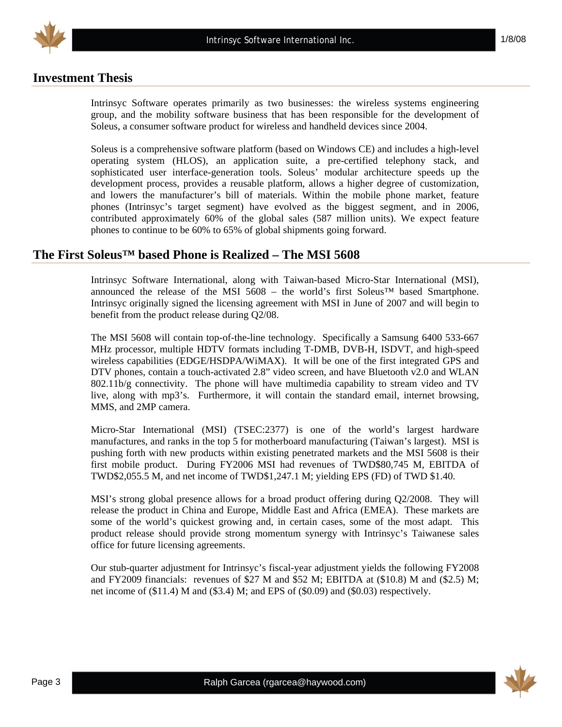## Investment Thesis

Intrinsyc Software operates primarily as two businesses: the wireless systems engineering group, and the mobility software business that has been responsible for the development of Soleus, a consumer software product for wireless and handheld devices since 2004.

Soleus is a comprehensive software platform (based on Windows CE) and includes a high-level operating system (HLOS), an application suite, a pre-certified telephony stack, and sophisticated user interface-generation tools. Soleus' modular architecture speeds up the development process, provides a reusable platform, allows a higher degree of customization, and lowers the manufacturer's bill of materials. Within the mobile phone market, feature phones (Intrinsyc's target segment) have evolved as the biggest segment, and in 2006, contributed approximately 60% of the global sales (587 million units). We expect feature phones to continue to be 60% to 65% of global shipments going forward.

## The First Soleus™ based Phone is Realized – The MSI 5608

Intrinsyc Software International, along with Taiwan-based Micro-Star International (MSI), announced the release of the MSI 5608 – the world's first Soleus™ based Smartphone. Intrinsyc originally signed the licensing agreement with MSI in June of 2007 and will begin to benefit from the product release during Q2/08.

The MSI 5608 will contain top-of-the-line technology. Specifically a Samsung 6400 533-667 MHz processor, multiple HDTV formats including T-DMB, DVB-H, ISDVT, and high-speed wireless capabilities (EDGE/HSDPA/WiMAX). It will be one of the first integrated GPS and DTV phones, contain a touch-activated 2.8" video screen, and have Bluetooth v2.0 and WLAN 802.11b/g connectivity. The phone will have multimedia capability to stream video and TV live, along with mp3's. Furthermore, it will contain the standard email, internet browsing, MMS, and 2MP camera.

Micro-Star International (MSI) (TSEC:2377) is one of the world's largest hardware manufactures, and ranks in the top 5 for motherboard manufacturing (Taiwan's largest). MSI is pushing forth with new products within existing penetrated markets and the MSI 5608 is their first mobile product. During FY2006 MSI had revenues of TWD$80,745 M, EBITDA of TWD$2,055.5 M, and net income of TWD$1,247.1 M; yielding EPS (FD) of TWD $1.40.

MSI's strong global presence allows for a broad product offering during Q2/2008. They will release the product in China and Europe, Middle East and Africa (EMEA). These markets are some of the world's quickest growing and, in certain cases, some of the most adapt. This product release should provide strong momentum synergy with Intrinsyc's Taiwanese sales office for future licensing agreements.

Our stub-quarter adjustment for Intrinsyc's fiscal-year adjustment yields the following FY2008 and FY2009 financials: revenues of $27 M and $52 M; EBITDA at ($10.8) M and ($2.5) M; net income of ($11.4) M and ($3.4) M; and EPS of ($0.09) and ($0.03) respectively.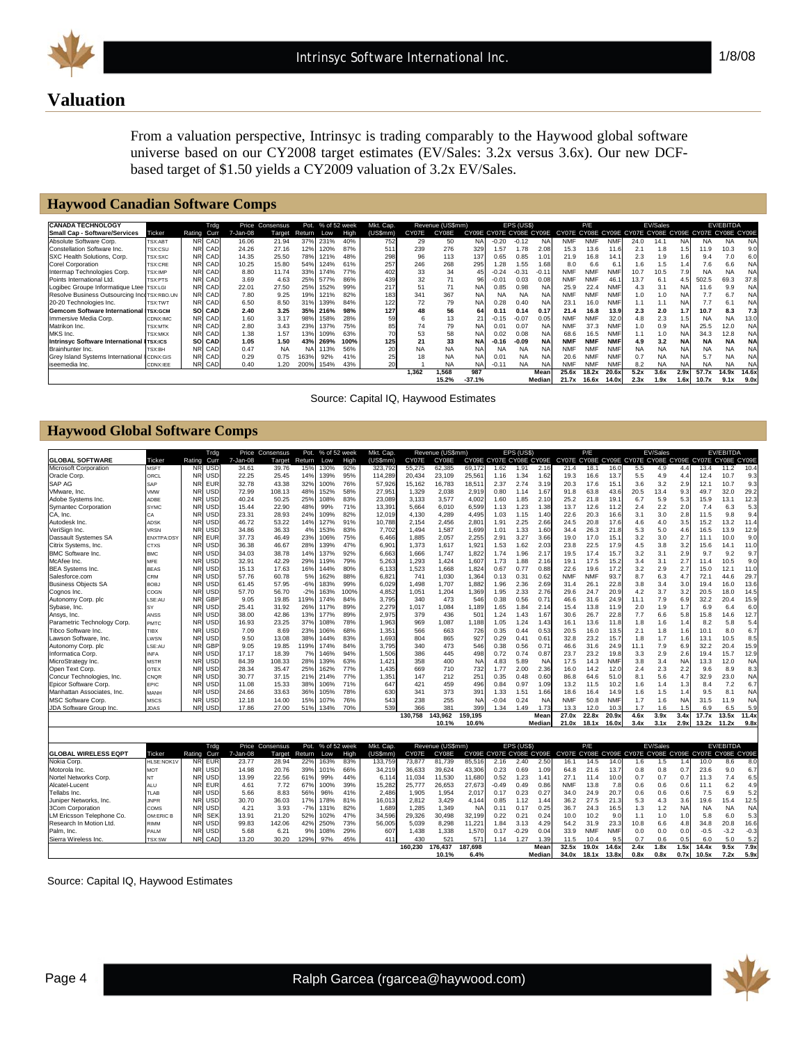# Valuation

From a valuation perspective, Intrinsyc is trading comparably to the Haywood global software universe based on our CY2008 target estimates (EV/Sales: 3.2x versus 3.6x). Our new DCF-based target of $1.50 yields a CY2009 valuation of 3.2x EV/Sales.

## Haywood Canadian Software Comps

| CANADA TECHNOLOGY | | | Trdg | Price | Consensus | Pot. | % of 52 week | | Mkt. Cap. | Revenue (US$mm) | | | EPS (US$) | | | P/E | | | EV/Sales | | | EV/EBITDA | | |
|---|---|---|---|---|---|---|---|---|---|---|---|---|---|---|---|---|---|---|---|---|---|---|---|---|
| Small Cap - Software/Services | Ticker | Rating | Curr | 7-Jan-08 | Target | Return | Low | High | (US$mm) | CY07E | CY08E | CY09E | CY07E | CY08E | CY09E | CY07E | CY08E | CY09E | CY07E | CY08E | CY09E | CY07E | CY08E | CY09E |
| Absolute Software Corp. | TSX:ABT | NR | CAD | 16.06 | 21.94 | 37% | 231% | 40% | 752 | 29 | 50 | NA | -0.20 | -0.12 | NA | NMF | NMF | NMF | 24.0 | 14.1 | NA | NA | NA | NA |
| Constellation Software Inc. | TSX:CSU | NR | CAD | 24.26 | 27.16 | 12% | 120% | 87% | 511 | 239 | 276 | 329 | 1.57 | 1.78 | 2.08 | 15.3 | 13.6 | 11.6 | 2.1 | 1.8 | 1.5 | 11.9 | 10.3 | 9.0 |
| SXC Health Solutions, Corp. | TSX:SXC | NR | CAD | 14.35 | 25.50 | 78% | 121% | 48% | 298 | 96 | 113 | 137 | 0.65 | 0.85 | 1.01 | 21.9 | 16.8 | 14.1 | 2.3 | 1.9 | 1.6 | 9.4 | 7.0 | 6.0 |
| Corel Corporation | TSX:CRE | NR | CAD | 10.25 | 15.80 | 54% | 124% | 61% | 257 | 246 | 268 | 295 | 1.28 | 1.55 | 1.68 | 8.0 | 6.6 | 6.1 | 1.6 | 1.5 | 1.4 | 7.6 | 6.6 | NA |
| Intermap Technologies Corp. | TSX:IMP | NR | CAD | 8.80 | 11.74 | 33% | 174% | 77% | 402 | 33 | 34 | 45 | -0.24 | -0.31 | -0.11 | NMF | NMF | NMF | 10.7 | 10.5 | 7.9 | NA | NA | NA |
| Points International Ltd. | TSX:PTS | NR | CAD | 3.69 | 4.63 | 25% | 577% | 86% | 439 | 32 | 71 | 96 | -0.01 | 0.03 | 0.08 | NMF | NMF | 46.1 | 13.7 | 6.1 | 4.5 | 502.5 | 69.3 | 37.8 |
| Logibec Groupe Informatique Ltee | TSX:LGI | NR | CAD | 22.01 | 27.50 | 25% | 152% | 99% | 217 | 51 | 71 | NA | 0.85 | 0.98 | NA | 25.9 | 22.4 | NMF | 4.3 | 3.1 | NA | 11.6 | 9.9 | NA |
| Resolve Business Outsourcing Inc | TSX:RBO.UN | NR | CAD | 7.80 | 9.25 | 19% | 121% | 82% | 183 | 341 | 367 | NA | NA | NA | NA | NMF | NMF | NMF | 1.0 | 1.0 | NA | 7.7 | 6.7 | NA |
| 20-20 Technologies Inc. | TSX:TWT | NR | CAD | 6.50 | 8.50 | 31% | 139% | 84% | 122 | 72 | 79 | NA | 0.28 | 0.40 | NA | 23.1 | 16.0 | NMF | 1.1 | 1.1 | NA | 7.7 | 6.1 | NA |
| **Gemcom Software International** | **TSX:GCM** | **SO** | **CAD** | **2.40** | **3.25** | **35%** | **216%** | **98%** | **127** | **48** | **56** | **64** | **0.11** | **0.14** | **0.17** | **21.4** | **16.8** | **13.9** | **2.3** | **2.0** | **1.7** | **10.7** | **8.3** | **7.3** |
| Immersive Media Corp. | CDNX:IMC | NR | CAD | 1.60 | 3.17 | 98% | 158% | 28% | 59 | 6 | 13 | 21 | -0.15 | -0.07 | 0.05 | NMF | NMF | 32.0 | 4.8 | 2.3 | 1.5 | NA | NA | 13.0 |
| Matrikon Inc. | TSX:MTK | NR | CAD | 2.80 | 3.43 | 23% | 137% | 75% | 85 | 74 | 79 | NA | 0.01 | 0.07 | NA | NMF | 37.3 | NMF | 1.0 | 0.9 | NA | 25.5 | 12.0 | NA |
| MKS Inc. | TSX:MKX | NR | CAD | 1.38 | 1.57 | 13% | 109% | 63% | 70 | 53 | 58 | NA | 0.02 | 0.08 | NA | 68.6 | 16.5 | NMF | 1.1 | 1.0 | NA | 34.3 | 12.8 | NA |
| **Intrinsyc Software International** | **TSX:ICS** | **SO** | **CAD** | **1.05** | **1.50** | **43%** | **269%** | **100%** | **125** | **21** | **33** | **NA** | **-0.16** | **-0.09** | **NA** | **NMF** | **NMF** | **NMF** | **4.9** | **3.2** | **NA** | **NA** | **NA** | **NA** |
| Brainhunter Inc. | TSX:BH | NR | CAD | 0.47 | NA | NA | 113% | 56% | 20 | NA | NA | NA | NA | NA | NA | NMF | NMF | NMF | NA | NA | NA | NA | NA | NA |
| Grey Island Systems International | CDNX:GIS | NR | CAD | 0.29 | 0.75 | 163% | 92% | 41% | 25 | 18 | NA | NA | 0.01 | NA | NA | 20.6 | NMF | NMF | 0.7 | NA | NA | 5.7 | NA | NA |
| iseemedia Inc. | CDNX:IEE | NR | CAD | 0.40 | 1.20 | 200% | 154% | 43% | 20 | 1 | NA | NA | -0.11 | NA | NA | NMF | NMF | NMF | 8.2 | NA | NA | NA | NA | NA |
| | | | | | | | | | | 1,362 | 1,568 | 987 | | | Mean | 25.6x | 18.2x | 20.6x | 5.2x | 3.6x | 2.9x | 57.7x | 14.9x | 14.6x |
| | | | | | | | | | | | 15.2% | -37.1% | | | Median | 21.7x | 16.6x | 14.0x | 2.3x | 1.9x | 1.6x | 10.7x | 9.1x | 9.0x |

Source: Capital IQ, Haywood Estimates

## Haywood Global Software Comps

| GLOBAL SOFTWARE | Ticker | Rating | Trdg Curr | Price 7-Jan-08 | Consensus Target | Pot. Return | % of 52 week Low | High | Mkt. Cap. (US$mm) | Revenue CY07E | CY08E | CY09E | EPS CY07E | CY08E | CY09E | P/E CY07E | CY08E | CY09E | EV/Sales CY07E | CY08E | CY09E | EV/EBITDA CY07E | CY08E | CY09E |
|---|---|---|---|---|---|---|---|---|---|---|---|---|---|---|---|---|---|---|---|---|---|---|---|---|
| Microsoft Corporation | MSFT | NR | USD | 34.61 | 39.76 | 15% | 130% | 92% | 323,792 | 55,275 | 62,385 | 69,172 | 1.62 | 1.91 | 2.16 | 21.4 | 18.1 | 16.0 | 5.5 | 4.9 | 4.4 | 13.4 | 11.2 | 10.4 |
| Oracle Corp. | ORCL | NR | USD | 22.25 | 25.45 | 14% | 139% | 95% | 114,289 | 20,434 | 23,109 | 25,561 | 1.16 | 1.34 | 1.62 | 19.3 | 16.6 | 13.7 | 5.5 | 4.9 | 4.4 | 12.4 | 10.7 | 9.3 |
| SAP AG | SAP | NR | EUR | 32.78 | 43.38 | 32% | 100% | 76% | 57,926 | 15,162 | 16,783 | 18,511 | 2.37 | 2.74 | 3.19 | 20.3 | 17.6 | 15.1 | 3.6 | 3.2 | 2.9 | 12.1 | 10.7 | 9.3 |
| VMware, Inc. | VMW | NR | USD | 72.99 | 108.13 | 48% | 152% | 58% | 27,951 | 1,329 | 2,038 | 2,919 | 0.80 | 1.14 | 1.67 | 91.8 | 63.8 | 43.6 | 20.5 | 13.4 | 9.3 | 49.7 | 32.0 | 29.2 |
| Adobe Systems Inc. | ADBE | NR | USD | 40.24 | 50.25 | 25% | 108% | 83% | 23,089 | 3,133 | 3,577 | 4,002 | 1.60 | 1.85 | 2.10 | 25.2 | 21.8 | 19.1 | 6.7 | 5.9 | 5.3 | 15.9 | 13.1 | 12.3 |
| Symantec Corporation | SYMC | NR | USD | 15.44 | 22.90 | 48% | 99% | 71% | 13,391 | 5,664 | 6,010 | 6,599 | 1.13 | 1.23 | 1.38 | 13.7 | 12.6 | 11.2 | 2.4 | 2.2 | 2.0 | 7.4 | 6.3 | 5.3 |
| CA, Inc. | CA | NR | USD | 23.31 | 28.93 | 24% | 109% | 82% | 12,019 | 4,130 | 4,289 | 4,495 | 1.03 | 1.15 | 1.40 | 22.6 | 20.3 | 16.6 | 3.1 | 3.0 | 2.8 | 11.5 | 9.8 | 9.4 |
| Autodesk Inc. | ADSK | NR | USD | 46.72 | 53.22 | 14% | 127% | 91% | 10,788 | 2,154 | 2,456 | 2,801 | 1.91 | 2.25 | 2.66 | 24.5 | 20.8 | 17.6 | 4.6 | 4.0 | 3.5 | 15.2 | 13.2 | 11.4 |
| VeriSign Inc. | VRSN | NR | USD | 34.86 | 36.33 | 4% | 153% | 83% | 7,702 | 1,494 | 1,587 | 1,699 | 1.01 | 1.33 | 1.60 | 34.4 | 26.3 | 21.8 | 5.3 | 5.0 | 4.6 | 16.5 | 13.9 | 12.9 |
| Dassault Systemes SA | ENXTPA:DSY | NR | EUR | 37.73 | 46.49 | 23% | 106% | 75% | 6,466 | 1,885 | 2,057 | 2,255 | 2.91 | 3.27 | 3.66 | 19.0 | 17.0 | 15.1 | 3.2 | 3.0 | 2.7 | 11.1 | 10.0 | 9.0 |
| Citrix Systems, Inc. | CTXS | NR | USD | 36.38 | 46.67 | 28% | 139% | 47% | 6,901 | 1,373 | 1,617 | 1,921 | 1.53 | 1.62 | 2.03 | 23.8 | 22.5 | 17.9 | 4.5 | 3.8 | 3.2 | 15.6 | 14.1 | 11.0 |
| BMC Software Inc. | BMC | NR | USD | 34.03 | 38.78 | 14% | 137% | 92% | 6,663 | 1,666 | 1,747 | 1,822 | 1.74 | 1.96 | 2.17 | 19.5 | 17.4 | 15.7 | 3.2 | 3.1 | 2.9 | 9.7 | 9.2 | 9.7 |
| McAfee Inc. | MFE | NR | USD | 32.91 | 42.29 | 29% | 119% | 79% | 5,263 | 1,293 | 1,424 | 1,607 | 1.73 | 1.88 | 2.16 | 19.1 | 17.5 | 15.2 | 3.4 | 3.1 | 2.7 | 11.4 | 10.5 | 9.0 |
| BEA Systems Inc. | BEAS | NR | USD | 15.13 | 17.63 | 16% | 144% | 80% | 6,133 | 1,523 | 1,668 | 1,824 | 0.67 | 0.77 | 0.88 | 22.6 | 19.6 | 17.2 | 3.2 | 2.9 | 2.7 | 15.0 | 12.1 | 11.0 |
| Salesforce.com | CRM | NR | USD | 57.76 | 60.78 | 5% | 162% | 88% | 6,821 | 741 | 1,030 | 1,364 | 0.13 | 0.31 | 0.62 | NMF | NMF | 93.7 | 8.7 | 6.3 | 4.7 | 72.1 | 44.6 | 29.7 |
| Business Objects SA | BOBJ | NR | USD | 61.45 | 57.95 | -6% | 183% | 99% | 6,029 | 1,498 | 1,707 | 1,882 | 1.96 | 2.36 | 2.69 | 31.4 | 26.1 | 22.8 | 3.8 | 3.4 | 3.0 | 19.4 | 16.0 | 13.6 |
| Cognos Inc. | COGN | NR | USD | 57.70 | 56.70 | -2% | 163% | 100% | 4,852 | 1,051 | 1,204 | 1,369 | 1.95 | 2.33 | 2.76 | 29.6 | 24.7 | 20.9 | 4.2 | 3.7 | 3.2 | 20.5 | 18.0 | 14.5 |
| Autonomy Corp. plc | LSE:AU | NR | GBP | 9.05 | 19.85 | 119% | 174% | 84% | 3,795 | 340 | 473 | 546 | 0.38 | 0.56 | 0.71 | 46.6 | 31.6 | 24.9 | 11.1 | 7.9 | 6.9 | 32.2 | 20.4 | 15.9 |
| Sybase, Inc. | SY | NR | USD | 25.41 | 31.92 | 26% | 117% | 89% | 2,279 | 1,017 | 1,084 | 1,189 | 1.65 | 1.84 | 2.14 | 15.4 | 13.8 | 11.9 | 2.0 | 1.9 | 1.7 | 6.9 | 6.4 | 6.0 |
| Ansys, Inc. | ANSS | NR | USD | 38.00 | 42.86 | 13% | 177% | 89% | 2,975 | 379 | 436 | 501 | 1.24 | 1.43 | 1.67 | 30.6 | 26.7 | 22.8 | 7.7 | 6.6 | 5.8 | 15.8 | 14.6 | 12.7 |
| Parametric Technology Corp. | PMTC | NR | USD | 16.93 | 23.25 | 37% | 108% | 78% | 1,963 | 969 | 1,087 | 1,188 | 1.05 | 1.24 | 1.43 | 16.1 | 13.6 | 11.8 | 1.8 | 1.6 | 1.4 | 8.2 | 5.8 | 5.4 |
| Tibco Software Inc. | TIBX | NR | USD | 7.09 | 8.69 | 23% | 106% | 68% | 1,351 | 566 | 663 | 726 | 0.35 | 0.44 | 0.53 | 20.5 | 16.0 | 13.5 | 2.1 | 1.8 | 1.6 | 10.1 | 8.0 | 6.7 |
| Lawson Software, Inc. | LWSN | NR | USD | 9.50 | 13.08 | 38% | 144% | 83% | 1,693 | 804 | 865 | 927 | 0.29 | 0.41 | 0.61 | 32.8 | 23.2 | 15.7 | 1.8 | 1.7 | 1.6 | 13.1 | 10.5 | 8.5 |
| Autonomy Corp. plc | LSE:AU | NR | GBP | 9.05 | 19.85 | 119% | 174% | 84% | 3,795 | 340 | 473 | 546 | 0.38 | 0.56 | 0.71 | 46.6 | 31.6 | 24.9 | 11.1 | 7.9 | 6.9 | 32.2 | 20.4 | 15.9 |
| Informatica Corp. | INFA | NR | USD | 17.17 | 18.39 | 7% | 146% | 94% | 1,506 | 386 | 445 | 498 | 0.72 | 0.74 | 0.87 | 23.7 | 23.2 | 19.8 | 3.3 | 2.9 | 2.6 | 19.4 | 15.7 | 12.9 |
| MicroStrategy Inc. | MSTR | NR | USD | 84.39 | 108.33 | 28% | 139% | 66% | 1,421 | 358 | 400 | NA | 4.83 | 5.89 | NA | 17.5 | 14.3 | NMF | 3.8 | 3.4 | NA | 13.3 | 12.0 | NA |
| Open Text Corp. | OTEX | NR | USD | 28.34 | 35.47 | 25% | 162% | 77% | 1,435 | 669 | 710 | 732 | 1.77 | 2.00 | 2.36 | 16.0 | 14.2 | 12.0 | 2.4 | 2.3 | 2.2 | 9.6 | 8.9 | 8.3 |
| Concur Technologies, Inc. | CNQR | NR | USD | 30.77 | 37.15 | 21% | 214% | 77% | 1,351 | 147 | 212 | 251 | 0.35 | 0.48 | 0.60 | 86.8 | 64.6 | 51.0 | 8.1 | 5.6 | 4.7 | 32.9 | 23.0 | NA |
| Epicor Software Corp. | EPIC | NR | USD | 11.08 | 15.33 | 38% | 106% | 71% | 647 | 421 | 459 | 496 | 0.84 | 0.97 | 1.09 | 13.2 | 11.5 | 10.2 | 1.6 | 1.4 | 1.3 | 8.4 | 7.2 | 6.7 |
| Manhattan Associates, Inc. | MANH | NR | USD | 24.66 | 33.63 | 36% | 105% | 78% | 630 | 341 | 373 | 391 | 1.33 | 1.51 | 1.66 | 18.6 | 16.4 | 14.9 | 1.6 | 1.5 | 1.4 | 9.5 | 8.1 | NA |
| MSC Software Corp. | MSCS | NR | USD | 12.18 | 14.00 | 15% | 107% | 76% | 543 | 238 | 255 | NA | -0.04 | 0.24 | NA | NMF | 50.8 | NMF | 1.7 | 1.6 | NA | 31.5 | 11.9 | NA |
| JDA Software Group Inc. | JDAS | NR | USD | 17.86 | 27.00 | 51% | 134% | 70% | 539 | 366 | 381 | 399 | 1.34 | 1.49 | 1.73 | 13.3 | 12.0 | 10.3 | 1.7 | 1.6 | 1.5 | 6.9 | 6.5 | 5.9 |
| | | | | | | | | | | 130,758 | 143,962 | 159,195 | | | Mean | 27.0x | 22.8x | 20.9x | 4.6x | 3.9x | 3.4x | 17.7x | 13.5x | 11.4x |
| | | | | | | | | | | | 10.1% | 10.6% | | | Median | 21.0x | 18.1x | 16.0x | 3.4x | 3.1x | 2.9x | 13.2x | 11.2x | 9.8x |

| GLOBAL WIRELESS EQPT | Ticker | Rating | Trdg Curr | Price 7-Jan-08 | Consensus Target | Pot. Return | % of 52 week Low | High | Mkt. Cap. (US$mm) | Revenue CY07E | CY08E | CY09E | EPS CY07E | CY08E | CY09E | P/E CY07E | CY08E | CY09E | EV/Sales CY07E | CY08E | CY09E | EV/EBITDA CY07E | CY08E | CY09E |
|---|---|---|---|---|---|---|---|---|---|---|---|---|---|---|---|---|---|---|---|---|---|---|---|---|
| Nokia Corp. | HLSE:NOK1V | NR | EUR | 23.77 | 28.94 | 22% | 163% | 83% | 133,759 | 73,877 | 81,739 | 85,516 | 2.16 | 2.40 | 2.50 | 16.1 | 14.5 | 14.0 | 1.6 | 1.5 | 1.4 | 10.0 | 8.6 | 8.0 |
| Motorola Inc. | MOT | NR | USD | 14.98 | 20.76 | 39% | 101% | 66% | 34,219 | 36,633 | 39,624 | 43,306 | 0.23 | 0.69 | 1.09 | 64.8 | 21.6 | 13.7 | 0.8 | 0.8 | 0.7 | 23.6 | 9.0 | 6.7 |
| Nortel Networks Corp. | NT | NR | USD | 13.99 | 22.56 | 61% | 99% | 44% | 6,114 | 11,034 | 11,530 | 11,680 | 0.52 | 1.23 | 1.41 | 27.1 | 11.4 | 10.0 | 0.7 | 0.7 | 0.7 | 11.3 | 7.4 | 6.5 |
| Alcatel-Lucent | ALU | NR | EUR | 4.61 | 7.72 | 67% | 100% | 39% | 15,282 | 25,777 | 26,653 | 27,673 | -0.49 | 0.49 | 0.86 | NMF | 13.8 | 7.8 | 0.6 | 0.6 | 0.6 | 11.1 | 6.2 | 4.9 |
| Tellabs Inc. | TLAB | NR | USD | 5.66 | 8.83 | 56% | 96% | 41% | 2,486 | 1,905 | 1,954 | 2,017 | 0.17 | 0.23 | 0.27 | 34.0 | 24.9 | 20.7 | 0.6 | 0.6 | 0.6 | 7.5 | 6.9 | 5.2 |
| Juniper Networks, Inc. | JNPR | NR | USD | 30.70 | 36.03 | 17% | 178% | 81% | 16,013 | 2,812 | 3,429 | 4,144 | 0.85 | 1.12 | 1.44 | 36.2 | 27.5 | 21.3 | 5.3 | 4.3 | 3.6 | 19.6 | 15.4 | 12.5 |
| 3Com Corporation | COMS | NR | USD | 4.21 | 3.93 | -7% | 131% | 82% | 1,689 | 1,285 | 1,349 | NA | 0.11 | 0.17 | 0.25 | 36.7 | 24.3 | 16.5 | 1.3 | 1.2 | NA | NA | NA | NA |
| LM Ericsson Telephone Co. | OM:ERIC B | NR | SEK | 13.91 | 21.20 | 52% | 102% | 47% | 34,596 | 29,326 | 30,498 | 32,199 | 0.22 | 0.21 | 0.24 | 10.0 | 10.2 | 9.0 | 1.1 | 1.0 | 1.0 | 5.8 | 6.0 | 5.3 |
| Research In Motion Ltd. | RIMM | NR | USD | 99.83 | 142.06 | 42% | 250% | 73% | 56,005 | 5,039 | 8,298 | 11,221 | 1.84 | 3.13 | 4.29 | 54.2 | 31.9 | 23.3 | 10.8 | 6.6 | 4.8 | 34.8 | 20.8 | 16.6 |
| Palm, Inc. | PALM | NR | USD | 5.68 | 6.21 | 9% | 108% | 29% | 607 | 1,438 | 1,338 | 1,570 | 0.17 | -0.29 | 0.04 | 33.9 | NMF | NMF | 0.0 | 0.0 | 0.0 | -0.5 | -3.2 | -0.3 |
| Sierra Wireless Inc. | TSX:SW | NR | CAD | 13.20 | 30.20 | 129% | 97% | 45% | 411 | 430 | 521 | 571 | 1.14 | 1.27 | 1.39 | 11.5 | 10.4 | 9.5 | 0.7 | 0.6 | 0.5 | 6.0 | 5.0 | 5.2 |
| | | | | | | | | | | 160,230 | 176,437 | 187,698 | | | Mean | 32.5x | 19.0x | 14.6x | 2.4x | 1.8x | 1.5x | 14.4x | 9.5x | 7.9x |
| | | | | | | | | | | | 10.1% | 6.4% | | | Median | 34.0x | 18.1x | 13.8x | 0.8x | 0.8x | 0.7x | 10.5x | 7.2x | 5.9x |

Source: Capital IQ, Haywood Estimates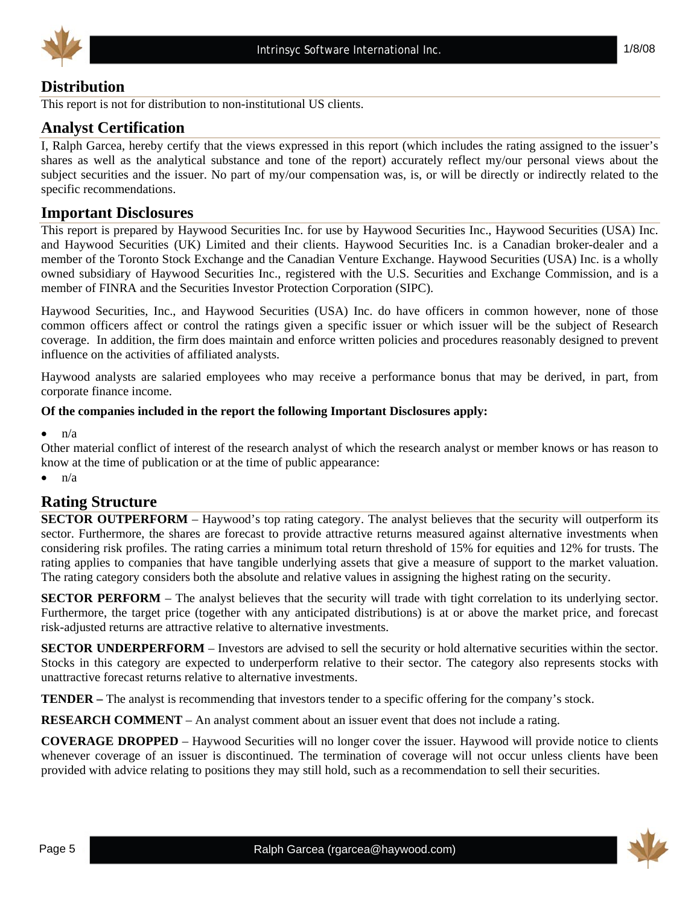## Distribution

This report is not for distribution to non-institutional US clients.

## Analyst Certification

I, Ralph Garcea, hereby certify that the views expressed in this report (which includes the rating assigned to the issuer's shares as well as the analytical substance and tone of the report) accurately reflect my/our personal views about the subject securities and the issuer. No part of my/our compensation was, is, or will be directly or indirectly related to the specific recommendations.

## Important Disclosures

This report is prepared by Haywood Securities Inc. for use by Haywood Securities Inc., Haywood Securities (USA) Inc. and Haywood Securities (UK) Limited and their clients. Haywood Securities Inc. is a Canadian broker-dealer and a member of the Toronto Stock Exchange and the Canadian Venture Exchange. Haywood Securities (USA) Inc. is a wholly owned subsidiary of Haywood Securities Inc., registered with the U.S. Securities and Exchange Commission, and is a member of FINRA and the Securities Investor Protection Corporation (SIPC).

Haywood Securities, Inc., and Haywood Securities (USA) Inc. do have officers in common however, none of those common officers affect or control the ratings given a specific issuer or which issuer will be the subject of Research coverage. In addition, the firm does maintain and enforce written policies and procedures reasonably designed to prevent influence on the activities of affiliated analysts.

Haywood analysts are salaried employees who may receive a performance bonus that may be derived, in part, from corporate finance income.

**Of the companies included in the report the following Important Disclosures apply:**

- n/a

Other material conflict of interest of the research analyst of which the research analyst or member knows or has reason to know at the time of publication or at the time of public appearance:

- n/a

## Rating Structure

**SECTOR OUTPERFORM** – Haywood's top rating category. The analyst believes that the security will outperform its sector. Furthermore, the shares are forecast to provide attractive returns measured against alternative investments when considering risk profiles. The rating carries a minimum total return threshold of 15% for equities and 12% for trusts. The rating applies to companies that have tangible underlying assets that give a measure of support to the market valuation. The rating category considers both the absolute and relative values in assigning the highest rating on the security.

**SECTOR PERFORM** – The analyst believes that the security will trade with tight correlation to its underlying sector. Furthermore, the target price (together with any anticipated distributions) is at or above the market price, and forecast risk-adjusted returns are attractive relative to alternative investments.

**SECTOR UNDERPERFORM** – Investors are advised to sell the security or hold alternative securities within the sector. Stocks in this category are expected to underperform relative to their sector. The category also represents stocks with unattractive forecast returns relative to alternative investments.

**TENDER –** The analyst is recommending that investors tender to a specific offering for the company's stock.

**RESEARCH COMMENT** – An analyst comment about an issuer event that does not include a rating.

**COVERAGE DROPPED** – Haywood Securities will no longer cover the issuer. Haywood will provide notice to clients whenever coverage of an issuer is discontinued. The termination of coverage will not occur unless clients have been provided with advice relating to positions they may still hold, such as a recommendation to sell their securities.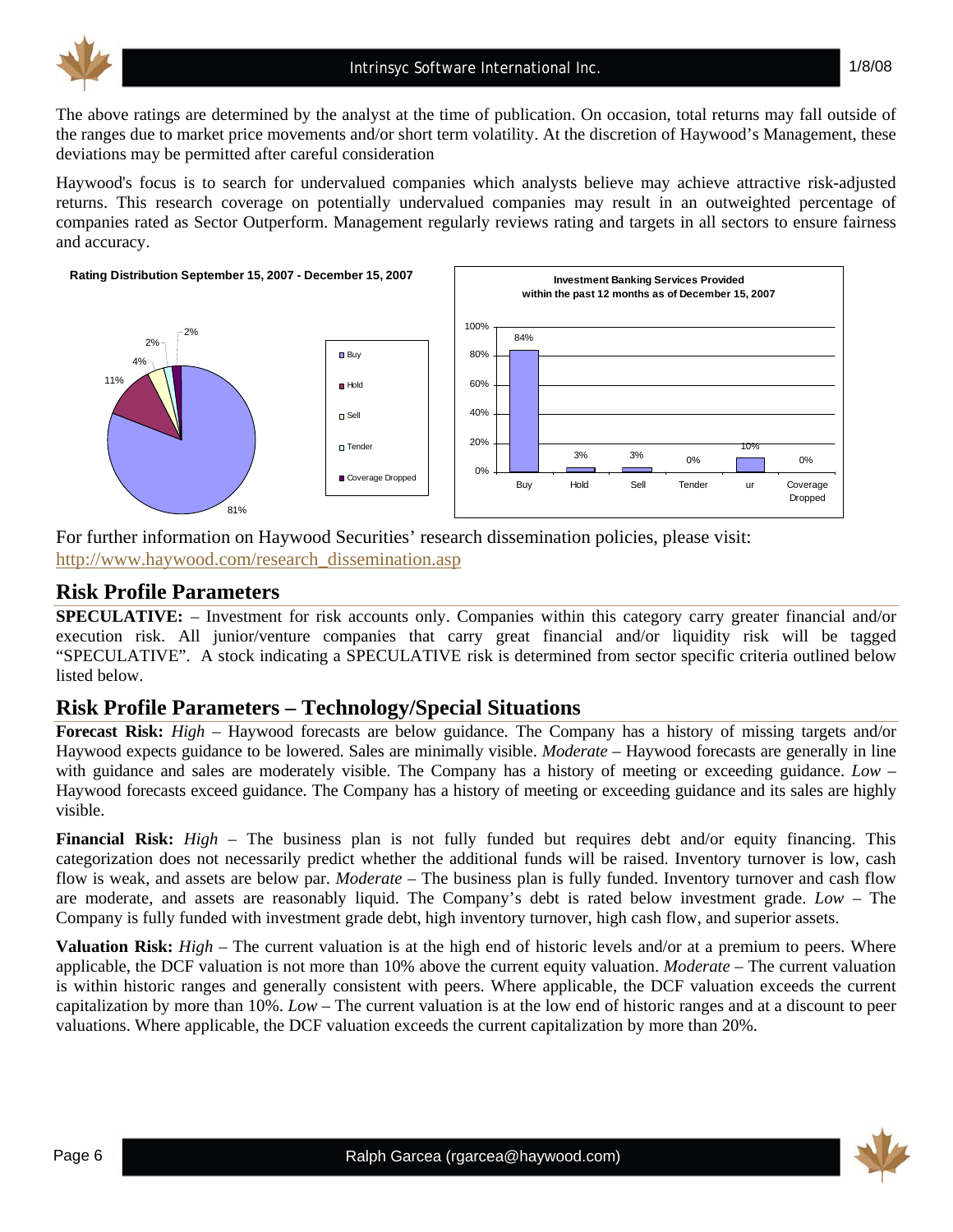The above ratings are determined by the analyst at the time of publication. On occasion, total returns may fall outside of the ranges due to market price movements and/or short term volatility. At the discretion of Haywood's Management, these deviations may be permitted after careful consideration

Haywood's focus is to search for undervalued companies which analysts believe may achieve attractive risk-adjusted returns. This research coverage on potentially undervalued companies may result in an outweighted percentage of companies rated as Sector Outperform. Management regularly reviews rating and targets in all sectors to ensure fairness and accuracy.

**Rating Distribution September 15, 2007 - December 15, 2007**

| Rating | Percentage |
|---|---|
| Buy | 81% |
| Hold | 11% |
| Sell | 4% |
| Tender | 2% |
| Coverage Dropped | 2% |

**Investment Banking Services Provided within the past 12 months as of December 15, 2007**

| Buy | Hold | Sell | Tender | ur | Coverage Dropped |
|---|---|---|---|---|---|
| 84% | 3% | 3% | 0% | 10% | 0% |

For further information on Haywood Securities' research dissemination policies, please visit: http://www.haywood.com/research_dissemination.asp

## Risk Profile Parameters

**SPECULATIVE:** – Investment for risk accounts only. Companies within this category carry greater financial and/or execution risk. All junior/venture companies that carry great financial and/or liquidity risk will be tagged "SPECULATIVE". A stock indicating a SPECULATIVE risk is determined from sector specific criteria outlined below listed below.

## Risk Profile Parameters – Technology/Special Situations

**Forecast Risk:** *High* – Haywood forecasts are below guidance. The Company has a history of missing targets and/or Haywood expects guidance to be lowered. Sales are minimally visible. *Moderate* – Haywood forecasts are generally in line with guidance and sales are moderately visible. The Company has a history of meeting or exceeding guidance. *Low* – Haywood forecasts exceed guidance. The Company has a history of meeting or exceeding guidance and its sales are highly visible.

**Financial Risk:** *High* – The business plan is not fully funded but requires debt and/or equity financing. This categorization does not necessarily predict whether the additional funds will be raised. Inventory turnover is low, cash flow is weak, and assets are below par. *Moderate* – The business plan is fully funded. Inventory turnover and cash flow are moderate, and assets are reasonably liquid. The Company's debt is rated below investment grade. *Low* – The Company is fully funded with investment grade debt, high inventory turnover, high cash flow, and superior assets.

**Valuation Risk:** *High* – The current valuation is at the high end of historic levels and/or at a premium to peers. Where applicable, the DCF valuation is not more than 10% above the current equity valuation. *Moderate* – The current valuation is within historic ranges and generally consistent with peers. Where applicable, the DCF valuation exceeds the current capitalization by more than 10%. *Low* – The current valuation is at the low end of historic ranges and at a discount to peer valuations. Where applicable, the DCF valuation exceeds the current capitalization by more than 20%.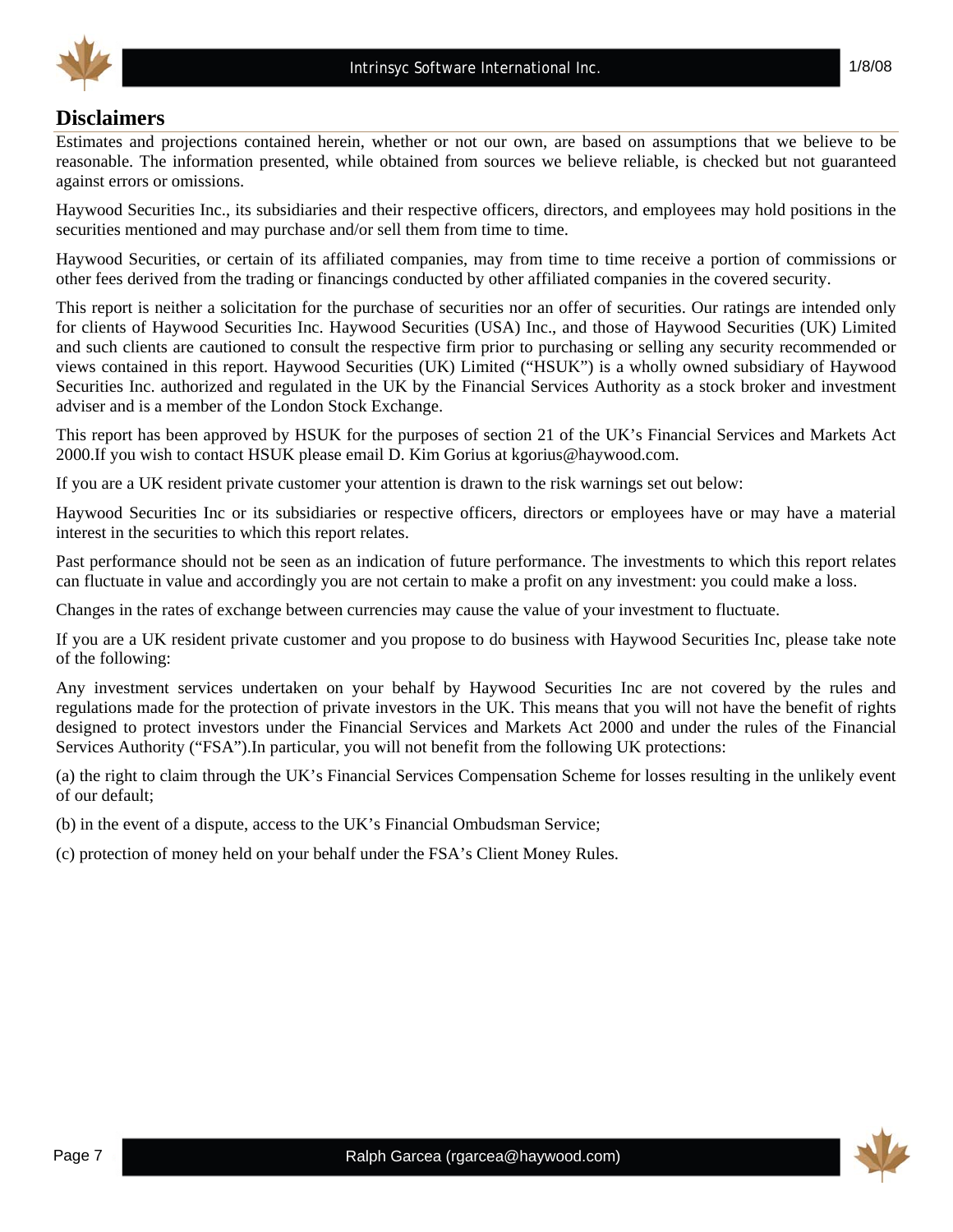## Disclaimers

Estimates and projections contained herein, whether or not our own, are based on assumptions that we believe to be reasonable. The information presented, while obtained from sources we believe reliable, is checked but not guaranteed against errors or omissions.

Haywood Securities Inc., its subsidiaries and their respective officers, directors, and employees may hold positions in the securities mentioned and may purchase and/or sell them from time to time.

Haywood Securities, or certain of its affiliated companies, may from time to time receive a portion of commissions or other fees derived from the trading or financings conducted by other affiliated companies in the covered security.

This report is neither a solicitation for the purchase of securities nor an offer of securities. Our ratings are intended only for clients of Haywood Securities Inc. Haywood Securities (USA) Inc., and those of Haywood Securities (UK) Limited and such clients are cautioned to consult the respective firm prior to purchasing or selling any security recommended or views contained in this report. Haywood Securities (UK) Limited ("HSUK") is a wholly owned subsidiary of Haywood Securities Inc. authorized and regulated in the UK by the Financial Services Authority as a stock broker and investment adviser and is a member of the London Stock Exchange.

This report has been approved by HSUK for the purposes of section 21 of the UK's Financial Services and Markets Act 2000.If you wish to contact HSUK please email D. Kim Gorius at kgorius@haywood.com.

If you are a UK resident private customer your attention is drawn to the risk warnings set out below:

Haywood Securities Inc or its subsidiaries or respective officers, directors or employees have or may have a material interest in the securities to which this report relates.

Past performance should not be seen as an indication of future performance. The investments to which this report relates can fluctuate in value and accordingly you are not certain to make a profit on any investment: you could make a loss.

Changes in the rates of exchange between currencies may cause the value of your investment to fluctuate.

If you are a UK resident private customer and you propose to do business with Haywood Securities Inc, please take note of the following:

Any investment services undertaken on your behalf by Haywood Securities Inc are not covered by the rules and regulations made for the protection of private investors in the UK. This means that you will not have the benefit of rights designed to protect investors under the Financial Services and Markets Act 2000 and under the rules of the Financial Services Authority ("FSA").In particular, you will not benefit from the following UK protections:

(a) the right to claim through the UK's Financial Services Compensation Scheme for losses resulting in the unlikely event of our default;

(b) in the event of a dispute, access to the UK's Financial Ombudsman Service;

(c) protection of money held on your behalf under the FSA's Client Money Rules.